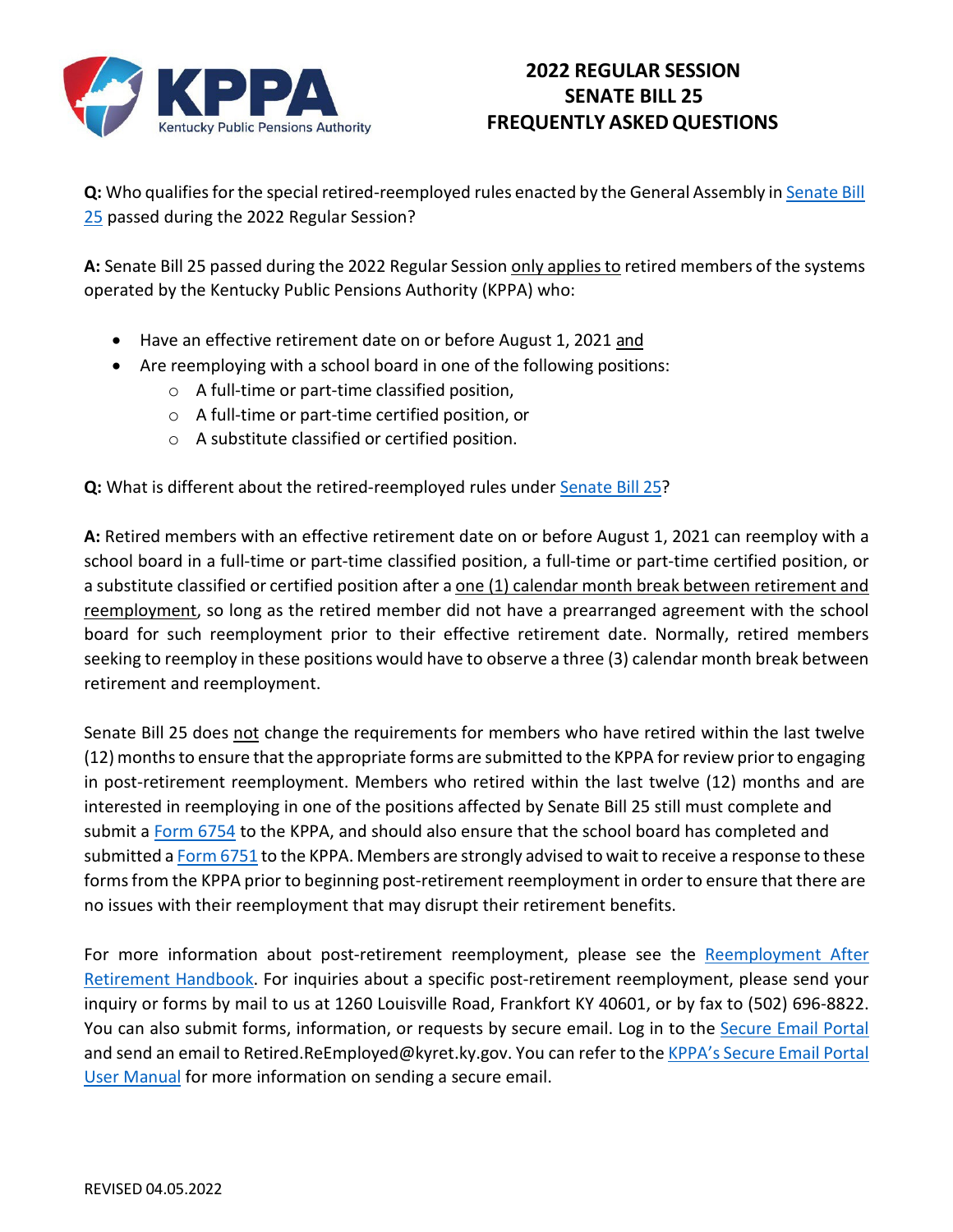# 2022 REGULAR SESSION SENATE BILL 25 FREQUENTLY ASKED QUESTIONS

**Q:** Who qualifies for the special retired-reemployed rules enacted by the General Assembly in Senate Bill 25 passed during the 2022 Regular Session?

**A:** Senate Bill 25 passed during the 2022 Regular Session only applies to retired members of the systems operated by the Kentucky Public Pensions Authority (KPPA) who:

- Have an effective retirement date on or before August 1, 2021 and
- Are reemploying with a school board in one of the following positions:
  - A full-time or part-time classified position,
  - A full-time or part-time certified position, or
  - A substitute classified or certified position.

**Q:** What is different about the retired-reemployed rules under Senate Bill 25?

**A:** Retired members with an effective retirement date on or before August 1, 2021 can reemploy with a school board in a full-time or part-time classified position, a full-time or part-time certified position, or a substitute classified or certified position after a one (1) calendar month break between retirement and reemployment, so long as the retired member did not have a prearranged agreement with the school board for such reemployment prior to their effective retirement date. Normally, retired members seeking to reemploy in these positions would have to observe a three (3) calendar month break between retirement and reemployment.

Senate Bill 25 does not change the requirements for members who have retired within the last twelve (12) months to ensure that the appropriate forms are submitted to the KPPA for review prior to engaging in post-retirement reemployment. Members who retired within the last twelve (12) months and are interested in reemploying in one of the positions affected by Senate Bill 25 still must complete and submit a Form 6754 to the KPPA, and should also ensure that the school board has completed and submitted a Form 6751 to the KPPA. Members are strongly advised to wait to receive a response to these forms from the KPPA prior to beginning post-retirement reemployment in order to ensure that there are no issues with their reemployment that may disrupt their retirement benefits.

For more information about post-retirement reemployment, please see the Reemployment After Retirement Handbook. For inquiries about a specific post-retirement reemployment, please send your inquiry or forms by mail to us at 1260 Louisville Road, Frankfort KY 40601, or by fax to (502) 696-8822. You can also submit forms, information, or requests by secure email. Log in to the Secure Email Portal and send an email to Retired.ReEmployed@kyret.ky.gov. You can refer to the KPPA's Secure Email Portal User Manual for more information on sending a secure email.

REVISED 04.05.2022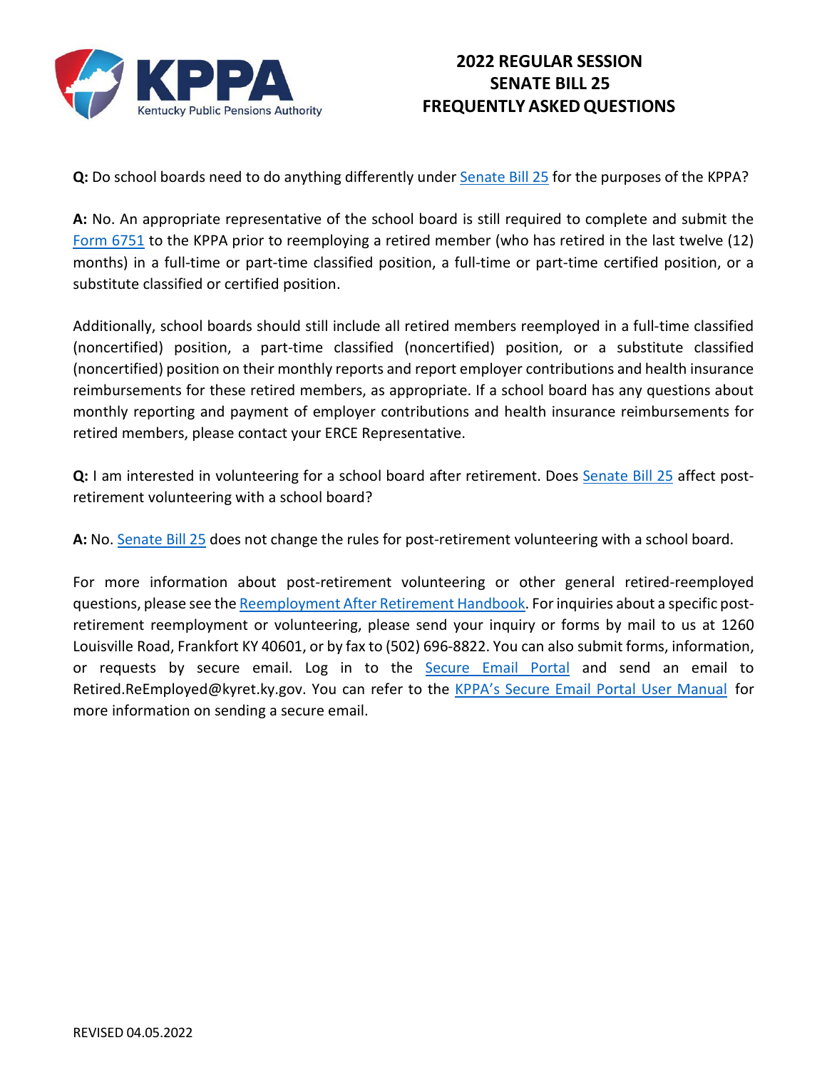# 2022 REGULAR SESSION SENATE BILL 25 FREQUENTLY ASKED QUESTIONS

**Q:** Do school boards need to do anything differently under Senate Bill 25 for the purposes of the KPPA?

**A:** No. An appropriate representative of the school board is still required to complete and submit the Form 6751 to the KPPA prior to reemploying a retired member (who has retired in the last twelve (12) months) in a full-time or part-time classified position, a full-time or part-time certified position, or a substitute classified or certified position.

Additionally, school boards should still include all retired members reemployed in a full-time classified (noncertified) position, a part-time classified (noncertified) position, or a substitute classified (noncertified) position on their monthly reports and report employer contributions and health insurance reimbursements for these retired members, as appropriate. If a school board has any questions about monthly reporting and payment of employer contributions and health insurance reimbursements for retired members, please contact your ERCE Representative.

**Q:** I am interested in volunteering for a school board after retirement. Does Senate Bill 25 affect post-retirement volunteering with a school board?

**A:** No. Senate Bill 25 does not change the rules for post-retirement volunteering with a school board.

For more information about post-retirement volunteering or other general retired-reemployed questions, please see the Reemployment After Retirement Handbook. For inquiries about a specific post-retirement reemployment or volunteering, please send your inquiry or forms by mail to us at 1260 Louisville Road, Frankfort KY 40601, or by fax to (502) 696-8822. You can also submit forms, information, or requests by secure email. Log in to the Secure Email Portal and send an email to Retired.ReEmployed@kyret.ky.gov. You can refer to the KPPA's Secure Email Portal User Manual for more information on sending a secure email.

REVISED 04.05.2022